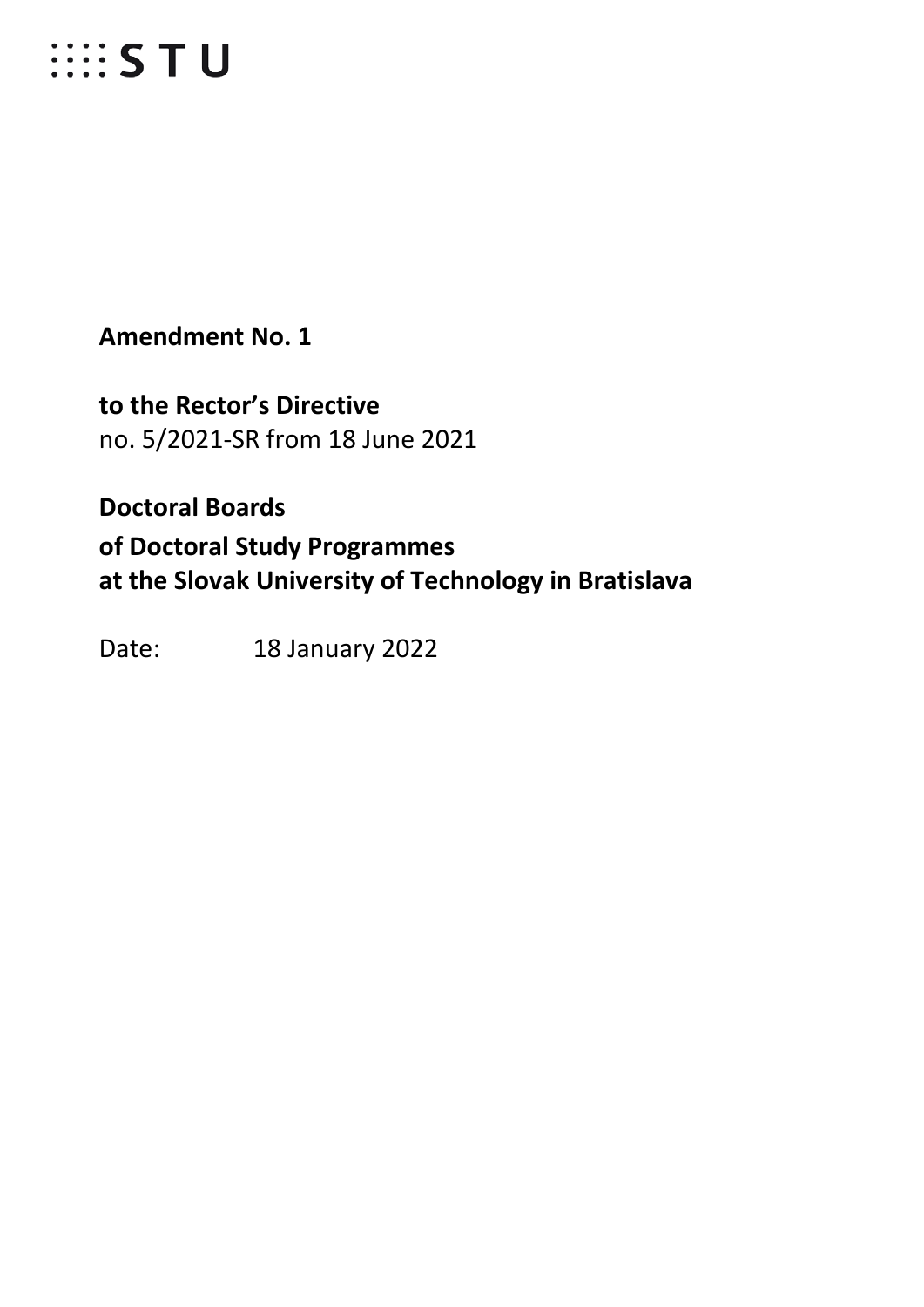STU

**Amendment No. 1**

**to the Rector's Directive**
no. 5/2021-SR from 18 June 2021

**Doctoral Boards**

**of Doctoral Study Programmes**
**at the Slovak University of Technology in Bratislava**

Date: 18 January 2022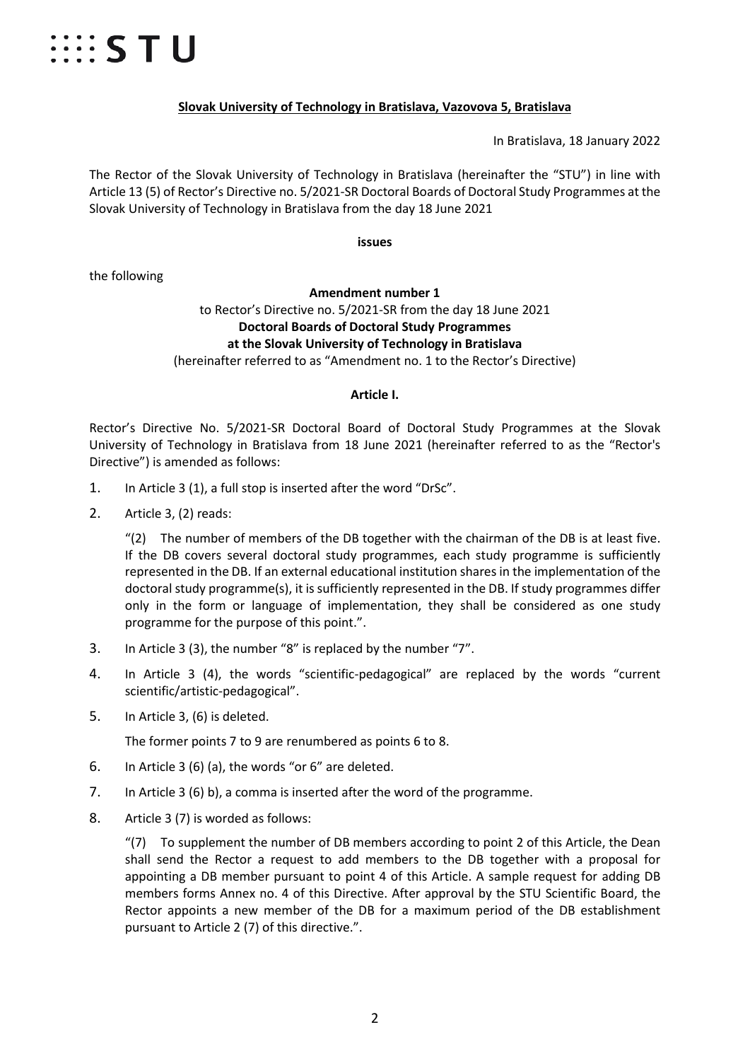**Slovak University of Technology in Bratislava, Vazovova 5, Bratislava**

In Bratislava, 18 January 2022

The Rector of the Slovak University of Technology in Bratislava (hereinafter the "STU") in line with Article 13 (5) of Rector's Directive no. 5/2021-SR Doctoral Boards of Doctoral Study Programmes at the Slovak University of Technology in Bratislava from the day 18 June 2021

**issues**

the following

**Amendment number 1**

to Rector's Directive no. 5/2021-SR from the day 18 June 2021

**Doctoral Boards of Doctoral Study Programmes at the Slovak University of Technology in Bratislava**

(hereinafter referred to as "Amendment no. 1 to the Rector's Directive)

**Article I.**

Rector's Directive No. 5/2021-SR Doctoral Board of Doctoral Study Programmes at the Slovak University of Technology in Bratislava from 18 June 2021 (hereinafter referred to as the "Rector's Directive") is amended as follows:

1. In Article 3 (1), a full stop is inserted after the word "DrSc".
2. Article 3, (2) reads:

   "(2) The number of members of the DB together with the chairman of the DB is at least five. If the DB covers several doctoral study programmes, each study programme is sufficiently represented in the DB. If an external educational institution shares in the implementation of the doctoral study programme(s), it is sufficiently represented in the DB. If study programmes differ only in the form or language of implementation, they shall be considered as one study programme for the purpose of this point.".
3. In Article 3 (3), the number "8" is replaced by the number "7".
4. In Article 3 (4), the words "scientific-pedagogical" are replaced by the words "current scientific/artistic-pedagogical".
5. In Article 3, (6) is deleted.

   The former points 7 to 9 are renumbered as points 6 to 8.
6. In Article 3 (6) (a), the words "or 6" are deleted.
7. In Article 3 (6) b), a comma is inserted after the word of the programme.
8. Article 3 (7) is worded as follows:

   "(7) To supplement the number of DB members according to point 2 of this Article, the Dean shall send the Rector a request to add members to the DB together with a proposal for appointing a DB member pursuant to point 4 of this Article. A sample request for adding DB members forms Annex no. 4 of this Directive. After approval by the STU Scientific Board, the Rector appoints a new member of the DB for a maximum period of the DB establishment pursuant to Article 2 (7) of this directive.".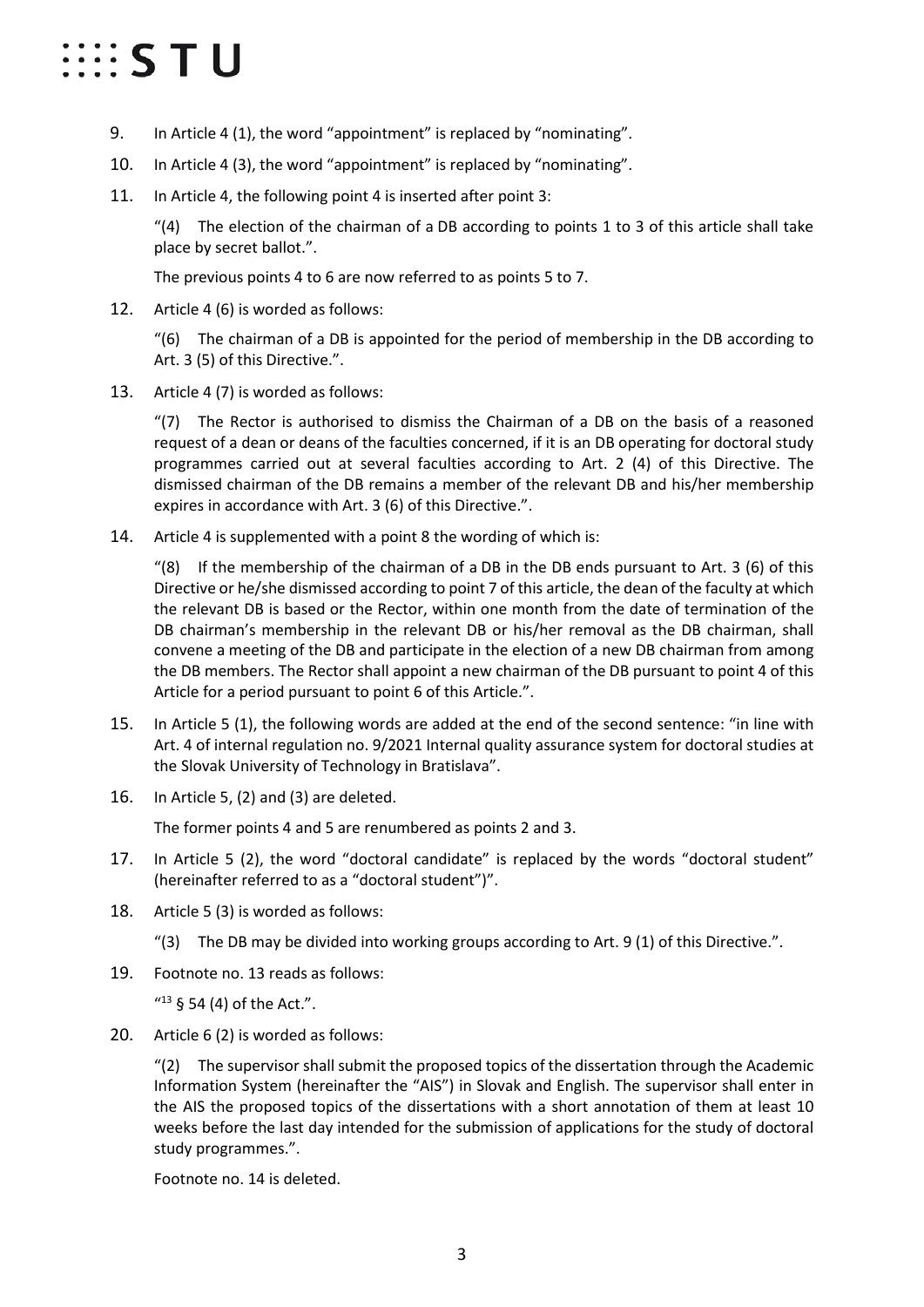9. In Article 4 (1), the word "appointment" is replaced by "nominating".

10. In Article 4 (3), the word "appointment" is replaced by "nominating".

11. In Article 4, the following point 4 is inserted after point 3:

    "(4) The election of the chairman of a DB according to points 1 to 3 of this article shall take place by secret ballot.".

    The previous points 4 to 6 are now referred to as points 5 to 7.

12. Article 4 (6) is worded as follows:

    "(6) The chairman of a DB is appointed for the period of membership in the DB according to Art. 3 (5) of this Directive.".

13. Article 4 (7) is worded as follows:

    "(7) The Rector is authorised to dismiss the Chairman of a DB on the basis of a reasoned request of a dean or deans of the faculties concerned, if it is an DB operating for doctoral study programmes carried out at several faculties according to Art. 2 (4) of this Directive. The dismissed chairman of the DB remains a member of the relevant DB and his/her membership expires in accordance with Art. 3 (6) of this Directive.".

14. Article 4 is supplemented with a point 8 the wording of which is:

    "(8) If the membership of the chairman of a DB in the DB ends pursuant to Art. 3 (6) of this Directive or he/she dismissed according to point 7 of this article, the dean of the faculty at which the relevant DB is based or the Rector, within one month from the date of termination of the DB chairman's membership in the relevant DB or his/her removal as the DB chairman, shall convene a meeting of the DB and participate in the election of a new DB chairman from among the DB members. The Rector shall appoint a new chairman of the DB pursuant to point 4 of this Article for a period pursuant to point 6 of this Article.".

15. In Article 5 (1), the following words are added at the end of the second sentence: "in line with Art. 4 of internal regulation no. 9/2021 Internal quality assurance system for doctoral studies at the Slovak University of Technology in Bratislava".

16. In Article 5, (2) and (3) are deleted.

    The former points 4 and 5 are renumbered as points 2 and 3.

17. In Article 5 (2), the word "doctoral candidate" is replaced by the words "doctoral student" (hereinafter referred to as a "doctoral student")".

18. Article 5 (3) is worded as follows:

    "(3) The DB may be divided into working groups according to Art. 9 (1) of this Directive.".

19. Footnote no. 13 reads as follows:

    "[13] § 54 (4) of the Act.".

20. Article 6 (2) is worded as follows:

    "(2) The supervisor shall submit the proposed topics of the dissertation through the Academic Information System (hereinafter the "AIS") in Slovak and English. The supervisor shall enter in the AIS the proposed topics of the dissertations with a short annotation of them at least 10 weeks before the last day intended for the submission of applications for the study of doctoral study programmes.".

    Footnote no. 14 is deleted.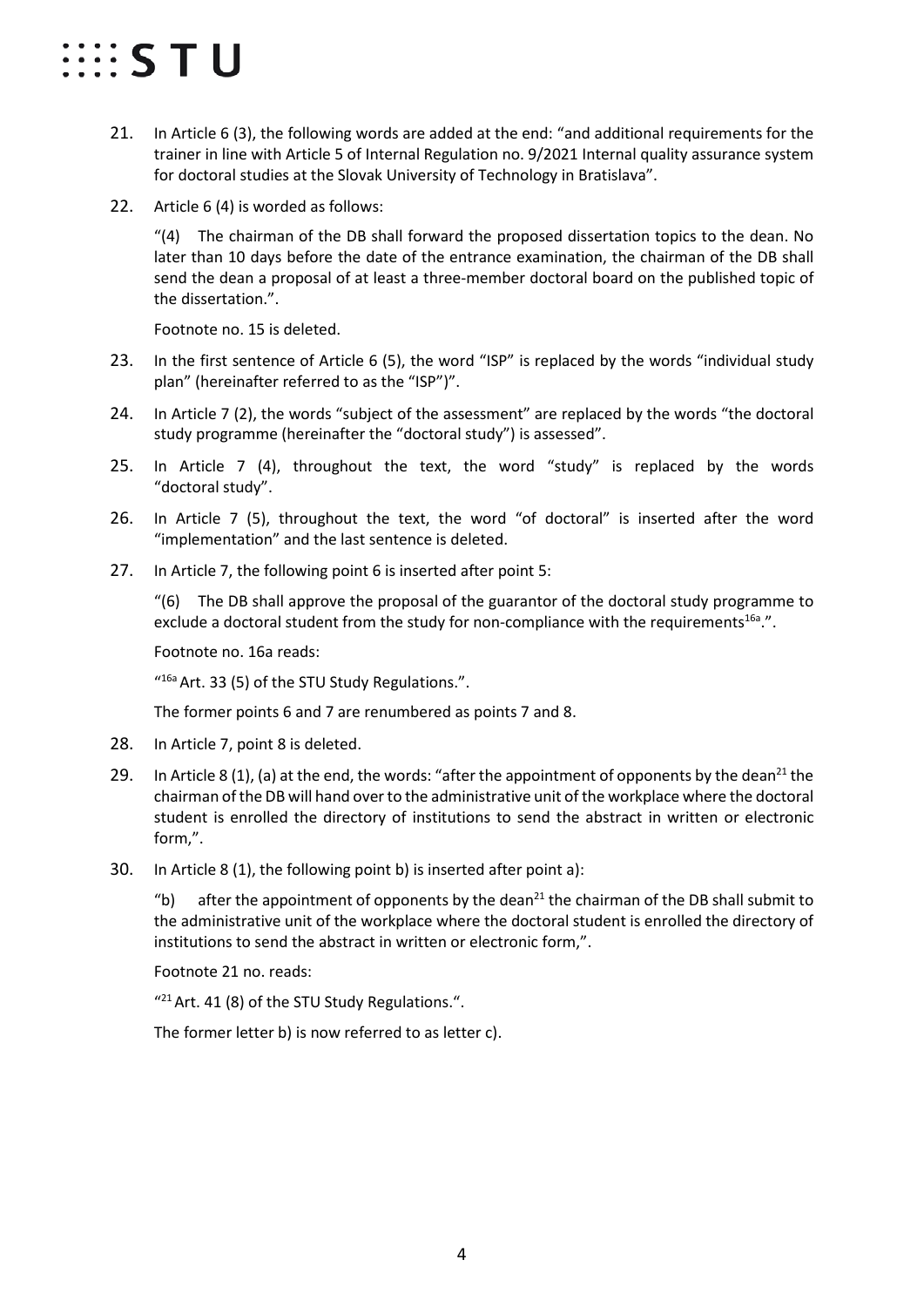21. In Article 6 (3), the following words are added at the end: "and additional requirements for the trainer in line with Article 5 of Internal Regulation no. 9/2021 Internal quality assurance system for doctoral studies at the Slovak University of Technology in Bratislava".

22. Article 6 (4) is worded as follows:

    "(4) The chairman of the DB shall forward the proposed dissertation topics to the dean. No later than 10 days before the date of the entrance examination, the chairman of the DB shall send the dean a proposal of at least a three-member doctoral board on the published topic of the dissertation.".

    Footnote no. 15 is deleted.

23. In the first sentence of Article 6 (5), the word "ISP" is replaced by the words "individual study plan" (hereinafter referred to as the "ISP")".

24. In Article 7 (2), the words "subject of the assessment" are replaced by the words "the doctoral study programme (hereinafter the "doctoral study") is assessed".

25. In Article 7 (4), throughout the text, the word "study" is replaced by the words "doctoral study".

26. In Article 7 (5), throughout the text, the word "of doctoral" is inserted after the word "implementation" and the last sentence is deleted.

27. In Article 7, the following point 6 is inserted after point 5:

    "(6) The DB shall approve the proposal of the guarantor of the doctoral study programme to exclude a doctoral student from the study for non-compliance with the requirements[16a].".

    Footnote no. 16a reads:

    "[16a] Art. 33 (5) of the STU Study Regulations.".

    The former points 6 and 7 are renumbered as points 7 and 8.

28. In Article 7, point 8 is deleted.

29. In Article 8 (1), (a) at the end, the words: "after the appointment of opponents by the dean[21] the chairman of the DB will hand over to the administrative unit of the workplace where the doctoral student is enrolled the directory of institutions to send the abstract in written or electronic form,".

30. In Article 8 (1), the following point b) is inserted after point a):

    "b) after the appointment of opponents by the dean[21] the chairman of the DB shall submit to the administrative unit of the workplace where the doctoral student is enrolled the directory of institutions to send the abstract in written or electronic form,".

    Footnote 21 no. reads:

    "[21] Art. 41 (8) of the STU Study Regulations.".

    The former letter b) is now referred to as letter c).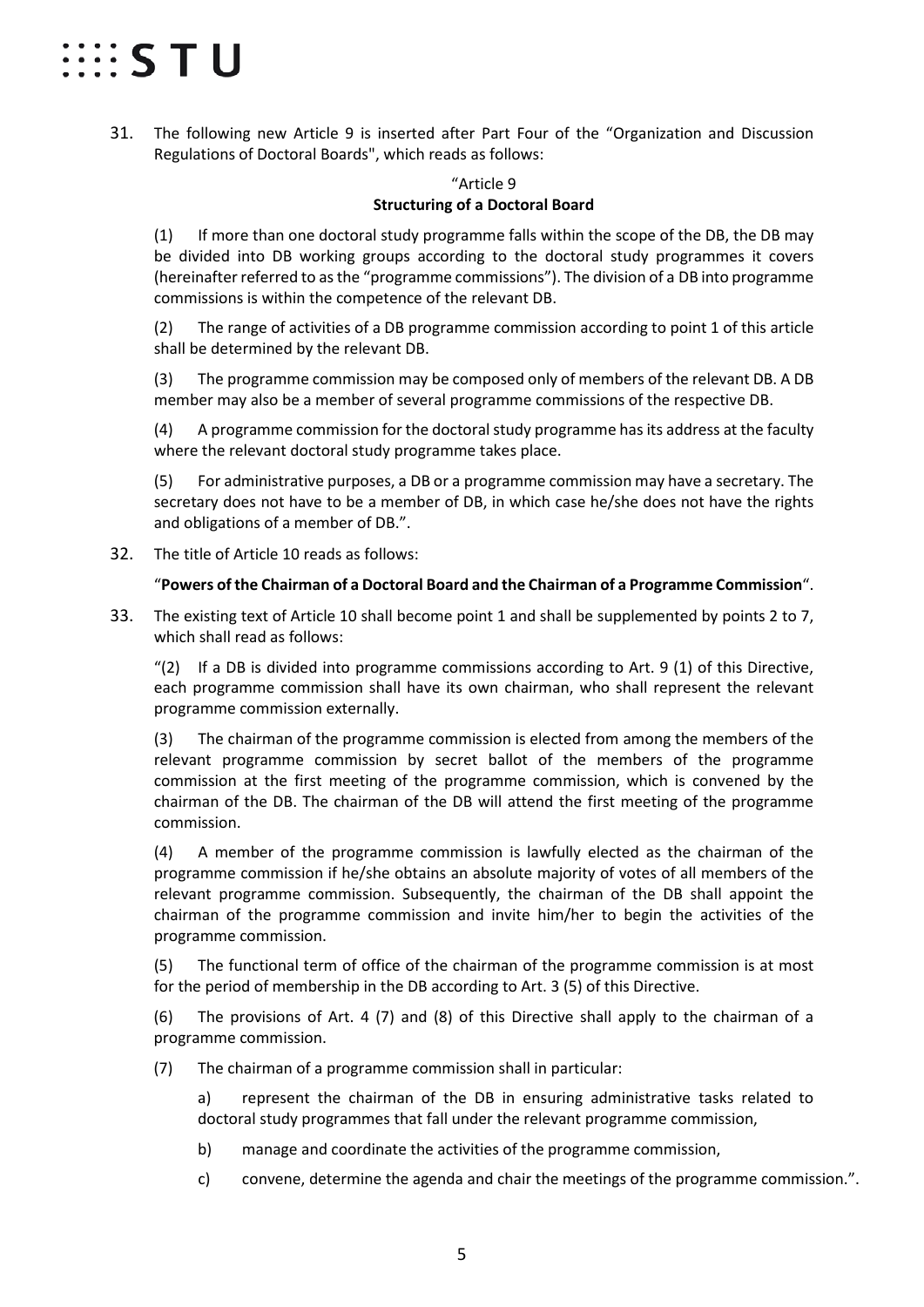31. The following new Article 9 is inserted after Part Four of the "Organization and Discussion Regulations of Doctoral Boards", which reads as follows:

"Article 9

**Structuring of a Doctoral Board**

(1) If more than one doctoral study programme falls within the scope of the DB, the DB may be divided into DB working groups according to the doctoral study programmes it covers (hereinafter referred to as the "programme commissions"). The division of a DB into programme commissions is within the competence of the relevant DB.

(2) The range of activities of a DB programme commission according to point 1 of this article shall be determined by the relevant DB.

(3) The programme commission may be composed only of members of the relevant DB. A DB member may also be a member of several programme commissions of the respective DB.

(4) A programme commission for the doctoral study programme has its address at the faculty where the relevant doctoral study programme takes place.

(5) For administrative purposes, a DB or a programme commission may have a secretary. The secretary does not have to be a member of DB, in which case he/she does not have the rights and obligations of a member of DB.".

32. The title of Article 10 reads as follows:

"**Powers of the Chairman of a Doctoral Board and the Chairman of a Programme Commission**".

33. The existing text of Article 10 shall become point 1 and shall be supplemented by points 2 to 7, which shall read as follows:

"(2) If a DB is divided into programme commissions according to Art. 9 (1) of this Directive, each programme commission shall have its own chairman, who shall represent the relevant programme commission externally.

(3) The chairman of the programme commission is elected from among the members of the relevant programme commission by secret ballot of the members of the programme commission at the first meeting of the programme commission, which is convened by the chairman of the DB. The chairman of the DB will attend the first meeting of the programme commission.

(4) A member of the programme commission is lawfully elected as the chairman of the programme commission if he/she obtains an absolute majority of votes of all members of the relevant programme commission. Subsequently, the chairman of the DB shall appoint the chairman of the programme commission and invite him/her to begin the activities of the programme commission.

(5) The functional term of office of the chairman of the programme commission is at most for the period of membership in the DB according to Art. 3 (5) of this Directive.

(6) The provisions of Art. 4 (7) and (8) of this Directive shall apply to the chairman of a programme commission.

(7) The chairman of a programme commission shall in particular:

a) represent the chairman of the DB in ensuring administrative tasks related to doctoral study programmes that fall under the relevant programme commission,

b) manage and coordinate the activities of the programme commission,

c) convene, determine the agenda and chair the meetings of the programme commission.".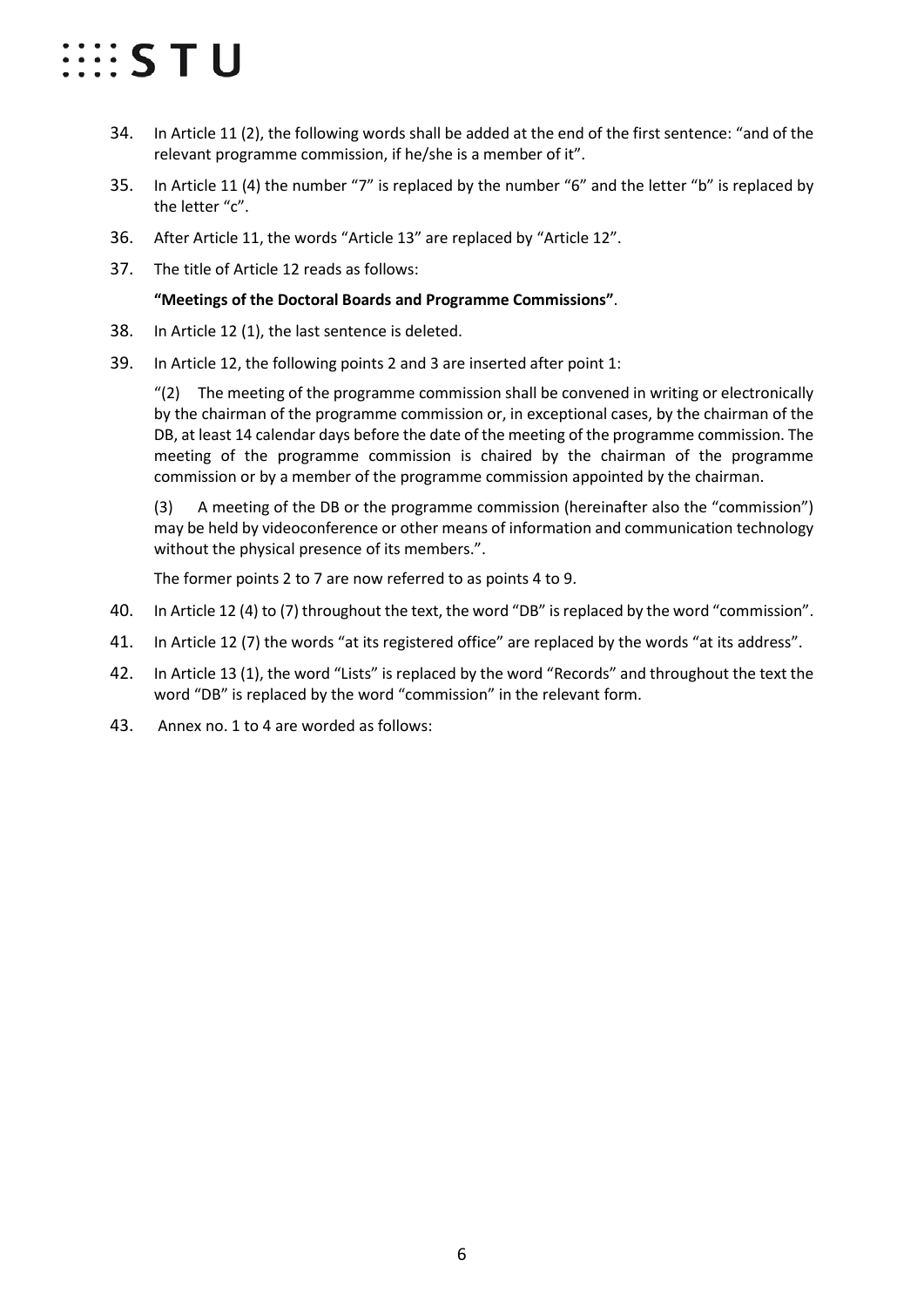34. In Article 11 (2), the following words shall be added at the end of the first sentence: "and of the relevant programme commission, if he/she is a member of it".

35. In Article 11 (4) the number "7" is replaced by the number "6" and the letter "b" is replaced by the letter "c".

36. After Article 11, the words "Article 13" are replaced by "Article 12".

37. The title of Article 12 reads as follows:

    **"Meetings of the Doctoral Boards and Programme Commissions"**.

38. In Article 12 (1), the last sentence is deleted.

39. In Article 12, the following points 2 and 3 are inserted after point 1:

    "(2) The meeting of the programme commission shall be convened in writing or electronically by the chairman of the programme commission or, in exceptional cases, by the chairman of the DB, at least 14 calendar days before the date of the meeting of the programme commission. The meeting of the programme commission is chaired by the chairman of the programme commission or by a member of the programme commission appointed by the chairman.

    (3) A meeting of the DB or the programme commission (hereinafter also the "commission") may be held by videoconference or other means of information and communication technology without the physical presence of its members.".

    The former points 2 to 7 are now referred to as points 4 to 9.

40. In Article 12 (4) to (7) throughout the text, the word "DB" is replaced by the word "commission".

41. In Article 12 (7) the words "at its registered office" are replaced by the words "at its address".

42. In Article 13 (1), the word "Lists" is replaced by the word "Records" and throughout the text the word "DB" is replaced by the word "commission" in the relevant form.

43. Annex no. 1 to 4 are worded as follows: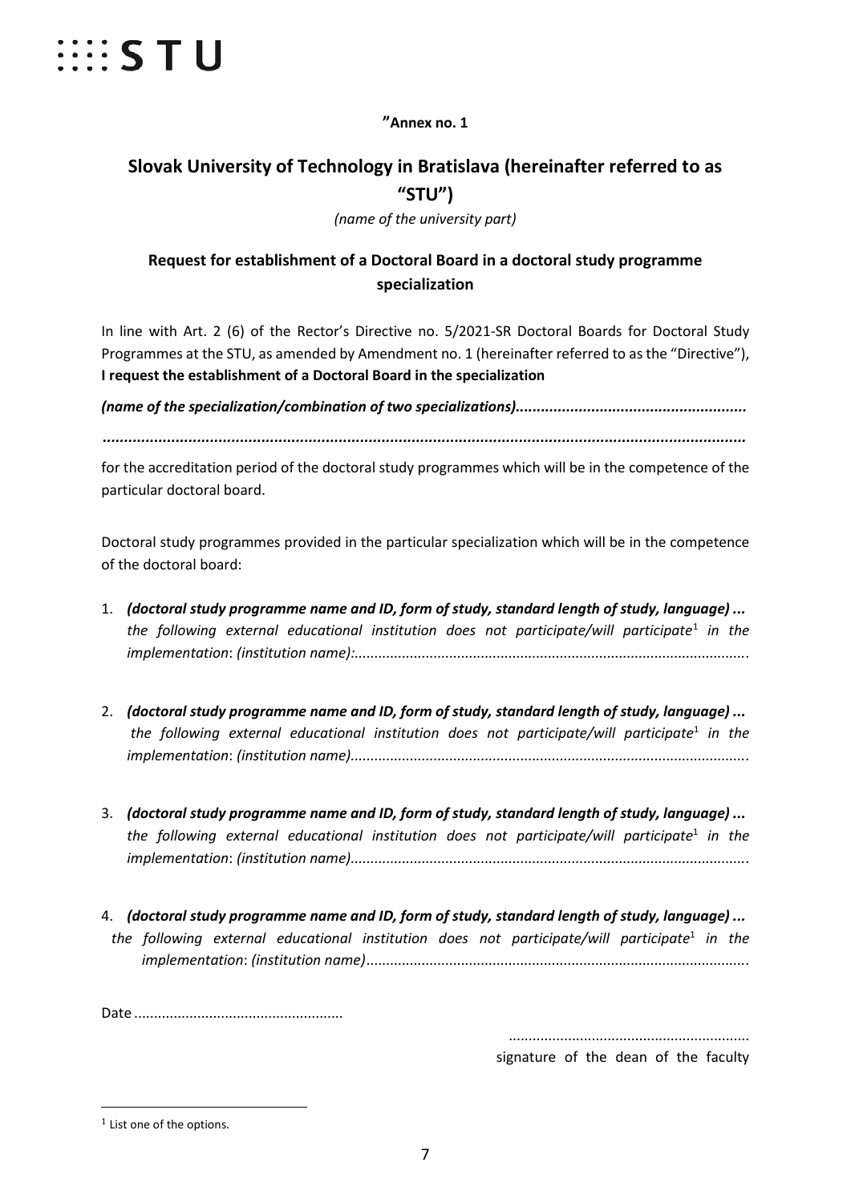**"Annex no. 1**

## Slovak University of Technology in Bratislava (hereinafter referred to as "STU")

*(name of the university part)*

### Request for establishment of a Doctoral Board in a doctoral study programme specialization

In line with Art. 2 (6) of the Rector's Directive no. 5/2021-SR Doctoral Boards for Doctoral Study Programmes at the STU, as amended by Amendment no. 1 (hereinafter referred to as the "Directive"), **I request the establishment of a Doctoral Board in the specialization**

***(name of the specialization/combination of two specializations)......................................................***

***.....................................................................................................................................................***

for the accreditation period of the doctoral study programmes which will be in the competence of the particular doctoral board.

Doctoral study programmes provided in the particular specialization which will be in the competence of the doctoral board:

1. ***(doctoral study programme name and ID, form of study, standard length of study, language) ...*** *the following external educational institution does not participate/will participate*[1] *in the implementation*: *(institution name):...................................................................................................*

2. ***(doctoral study programme name and ID, form of study, standard length of study, language) ...*** *the following external educational institution does not participate/will participate*[1] *in the implementation*: *(institution name)....................................................................................................*

3. ***(doctoral study programme name and ID, form of study, standard length of study, language) ...*** *the following external educational institution does not participate/will participate*[1] *in the implementation*: *(institution name)....................................................................................................*

4. ***(doctoral study programme name and ID, form of study, standard length of study, language) ...*** *the following external educational institution does not participate/will participate*[1] *in the implementation*: *(institution name)................................................................................................*

Date ....................................................

............................................................
signature of the dean of the faculty

---

[1] List one of the options.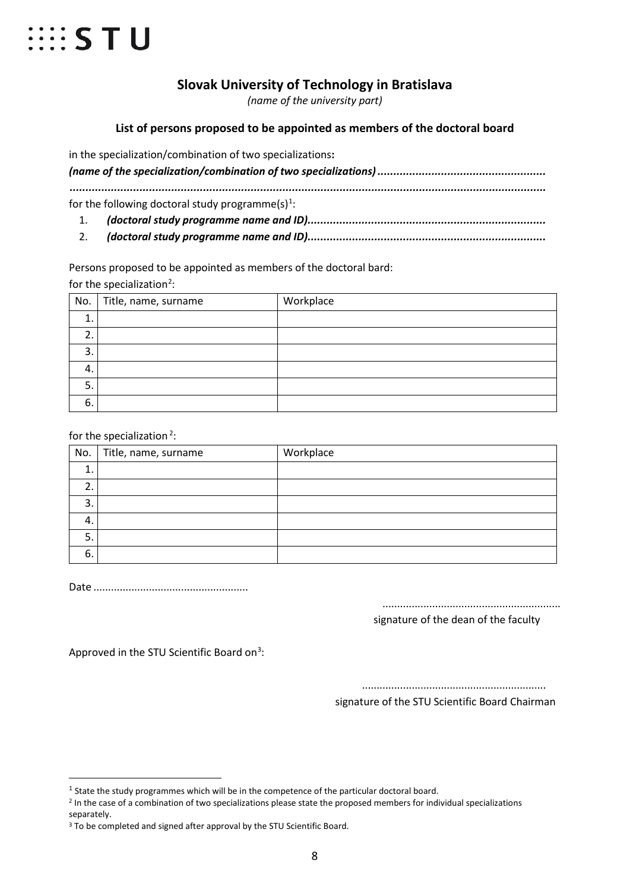:::: STU

## Slovak University of Technology in Bratislava

*(name of the university part)*

### List of persons proposed to be appointed as members of the doctoral board

in the specialization/combination of two specializations**:**

***(name of the specialization/combination of two specializations) ....................................................***

***...................................................................................................................................................***

for the following doctoral study programme(s)[1]:

1. ***(doctoral study programme name and ID)..........................................................................***
2. ***(doctoral study programme name and ID)..........................................................................***

Persons proposed to be appointed as members of the doctoral bard:

for the specialization[2]:

| No. | Title, name, surname | Workplace |
|---|---|---|
| 1. | | |
| 2. | | |
| 3. | | |
| 4. | | |
| 5. | | |
| 6. | | |

for the specialization [2]:

| No. | Title, name, surname | Workplace |
|---|---|---|
| 1. | | |
| 2. | | |
| 3. | | |
| 4. | | |
| 5. | | |
| 6. | | |

Date .....................................................

............................................................
signature of the dean of the faculty

Approved in the STU Scientific Board on[3]:

..............................................................
signature of the STU Scientific Board Chairman

---

[1] State the study programmes which will be in the competence of the particular doctoral board.

[2] In the case of a combination of two specializations please state the proposed members for individual specializations separately.

[3] To be completed and signed after approval by the STU Scientific Board.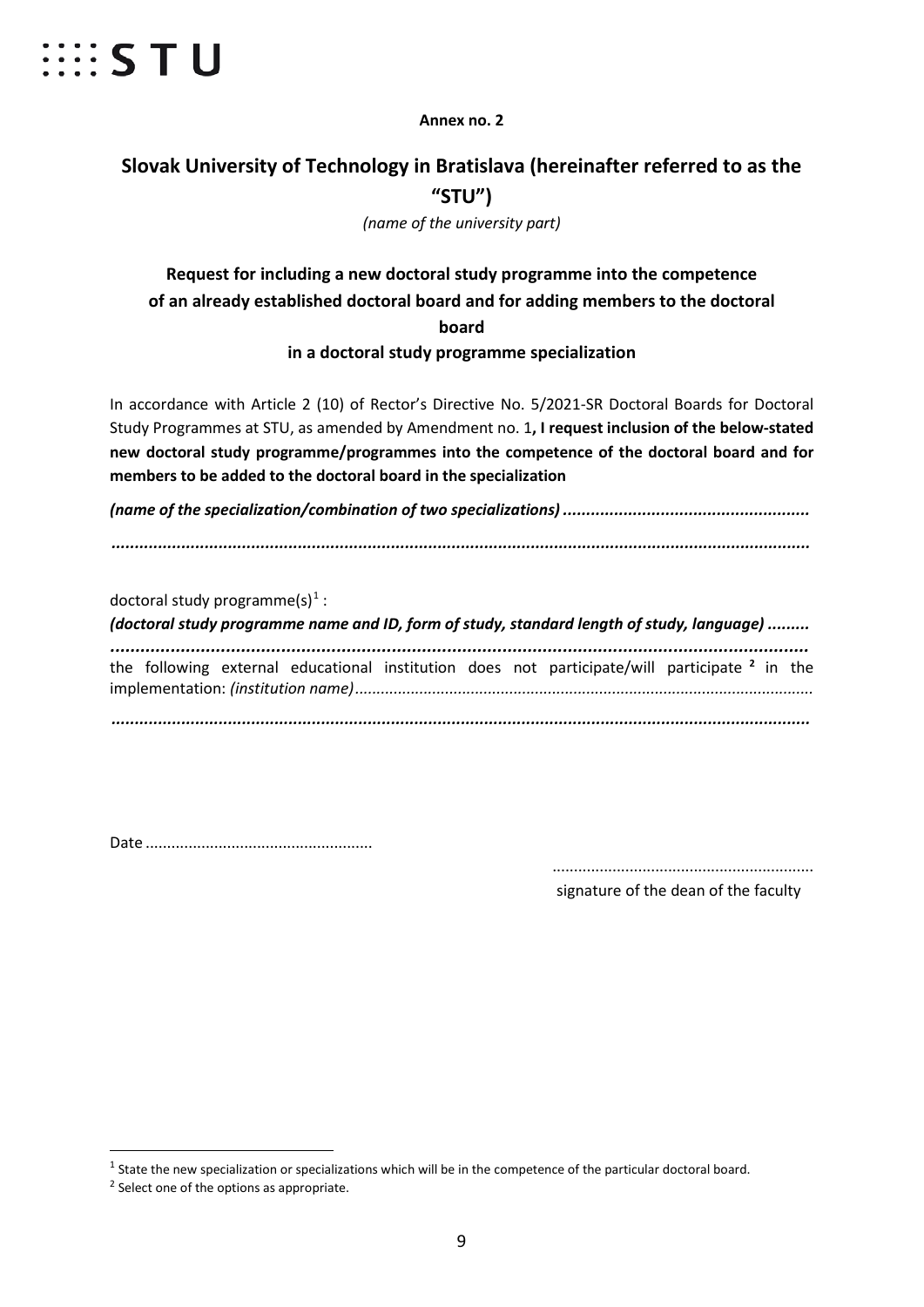**Annex no. 2**

## Slovak University of Technology in Bratislava (hereinafter referred to as the "STU")

*(name of the university part)*

### Request for including a new doctoral study programme into the competence of an already established doctoral board and for adding members to the doctoral board in a doctoral study programme specialization

In accordance with Article 2 (10) of Rector's Directive No. 5/2021-SR Doctoral Boards for Doctoral Study Programmes at STU, as amended by Amendment no. 1**, I request inclusion of the below-stated new doctoral study programme/programmes into the competence of the doctoral board and for members to be added to the doctoral board in the specialization**

***(name of the specialization/combination of two specializations) .....................................................***

***.......................................................................................................................................***

doctoral study programme(s)[1] :

***(doctoral study programme name and ID, form of study, standard length of study, language) .........***

***.......................................................................................................................................***

the following external educational institution does not participate/will participate **[2]** in the implementation: *(institution name)*..........................................................................................................

***.......................................................................................................................................***

Date .....................................................

............................................................

signature of the dean of the faculty

---

[1] State the new specialization or specializations which will be in the competence of the particular doctoral board.

[2] Select one of the options as appropriate.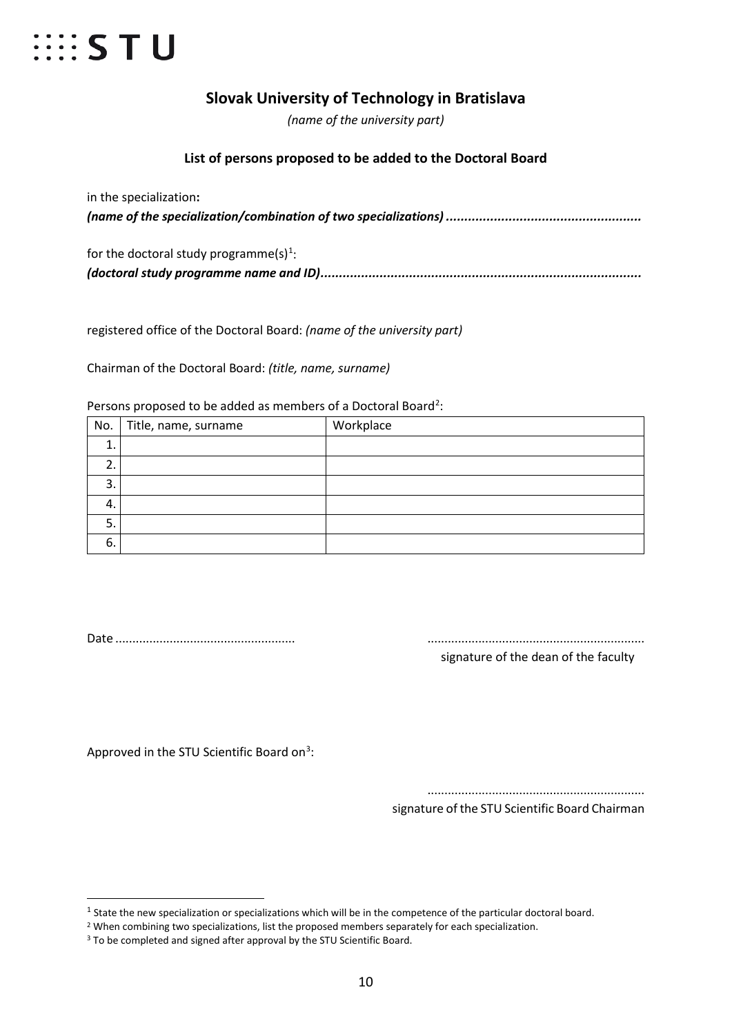STU

## Slovak University of Technology in Bratislava

*(name of the university part)*

### List of persons proposed to be added to the Doctoral Board

in the specialization**:**

***(name of the specialization/combination of two specializations) ....................................................***

for the doctoral study programme(s)[1]:

***(doctoral study programme name and ID).....................................................................................***

registered office of the Doctoral Board: *(name of the university part)*

Chairman of the Doctoral Board: *(title, name, surname)*

Persons proposed to be added as members of a Doctoral Board[2]:

| No. | Title, name, surname | Workplace |
|---|---|---|
| 1. | | |
| 2. | | |
| 3. | | |
| 4. | | |
| 5. | | |
| 6. | | |

Date ....................................................

..............................................................
signature of the dean of the faculty

Approved in the STU Scientific Board on[3]:

..............................................................
signature of the STU Scientific Board Chairman

---

[1] State the new specialization or specializations which will be in the competence of the particular doctoral board.

[2] When combining two specializations, list the proposed members separately for each specialization.

[3] To be completed and signed after approval by the STU Scientific Board.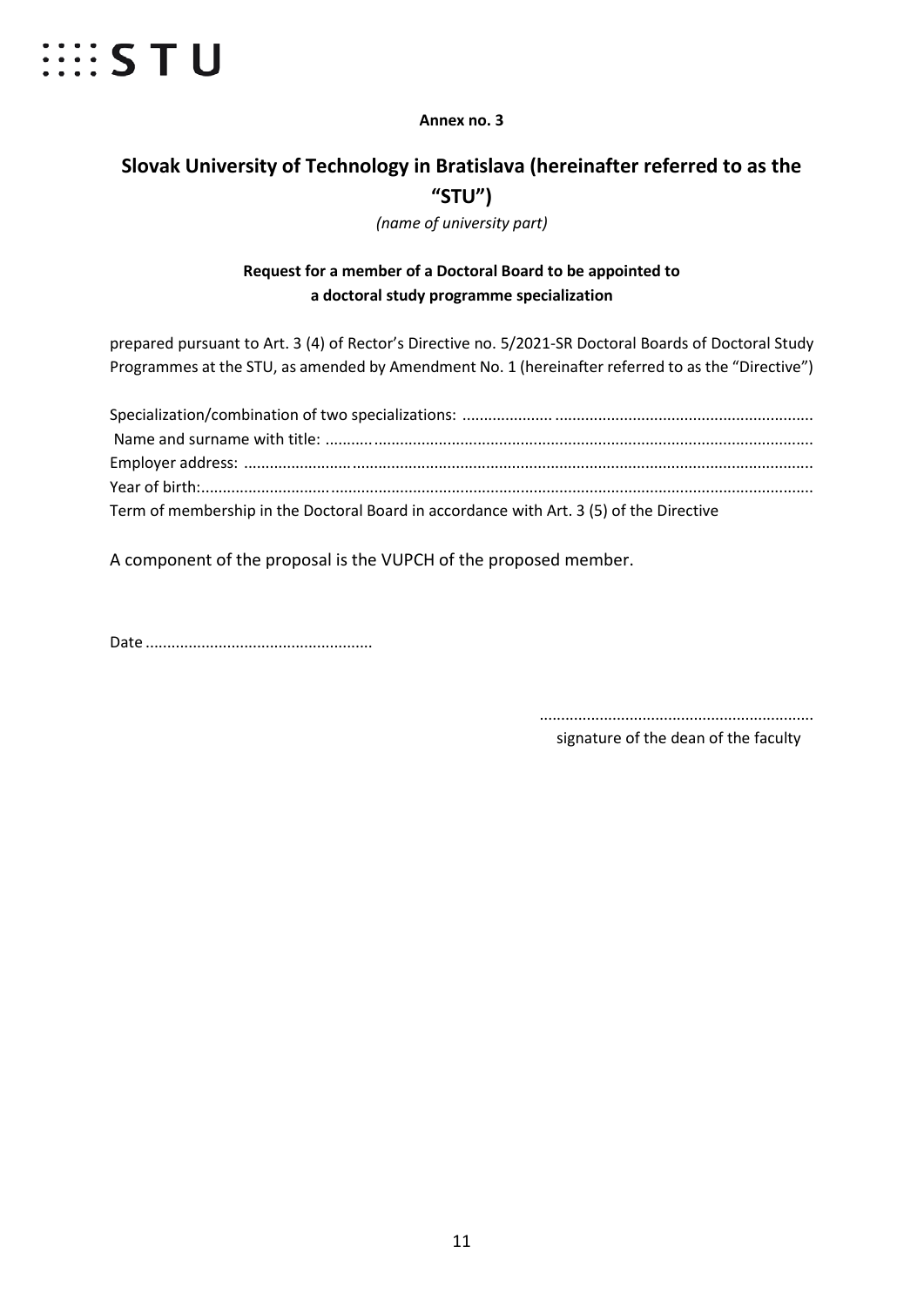**Annex no. 3**

## Slovak University of Technology in Bratislava (hereinafter referred to as the "STU")

*(name of university part)*

**Request for a member of a Doctoral Board to be appointed to a doctoral study programme specialization**

prepared pursuant to Art. 3 (4) of Rector's Directive no. 5/2021-SR Doctoral Boards of Doctoral Study Programmes at the STU, as amended by Amendment No. 1 (hereinafter referred to as the "Directive")

Specialization/combination of two specializations: ...........................................................................

Name and surname with title: ...........................................................................

Employer address: ...........................................................................

Year of birth:...........................................................................

Term of membership in the Doctoral Board in accordance with Art. 3 (5) of the Directive

A component of the proposal is the VUPCH of the proposed member.

Date ....................................................

..............................................................
signature of the dean of the faculty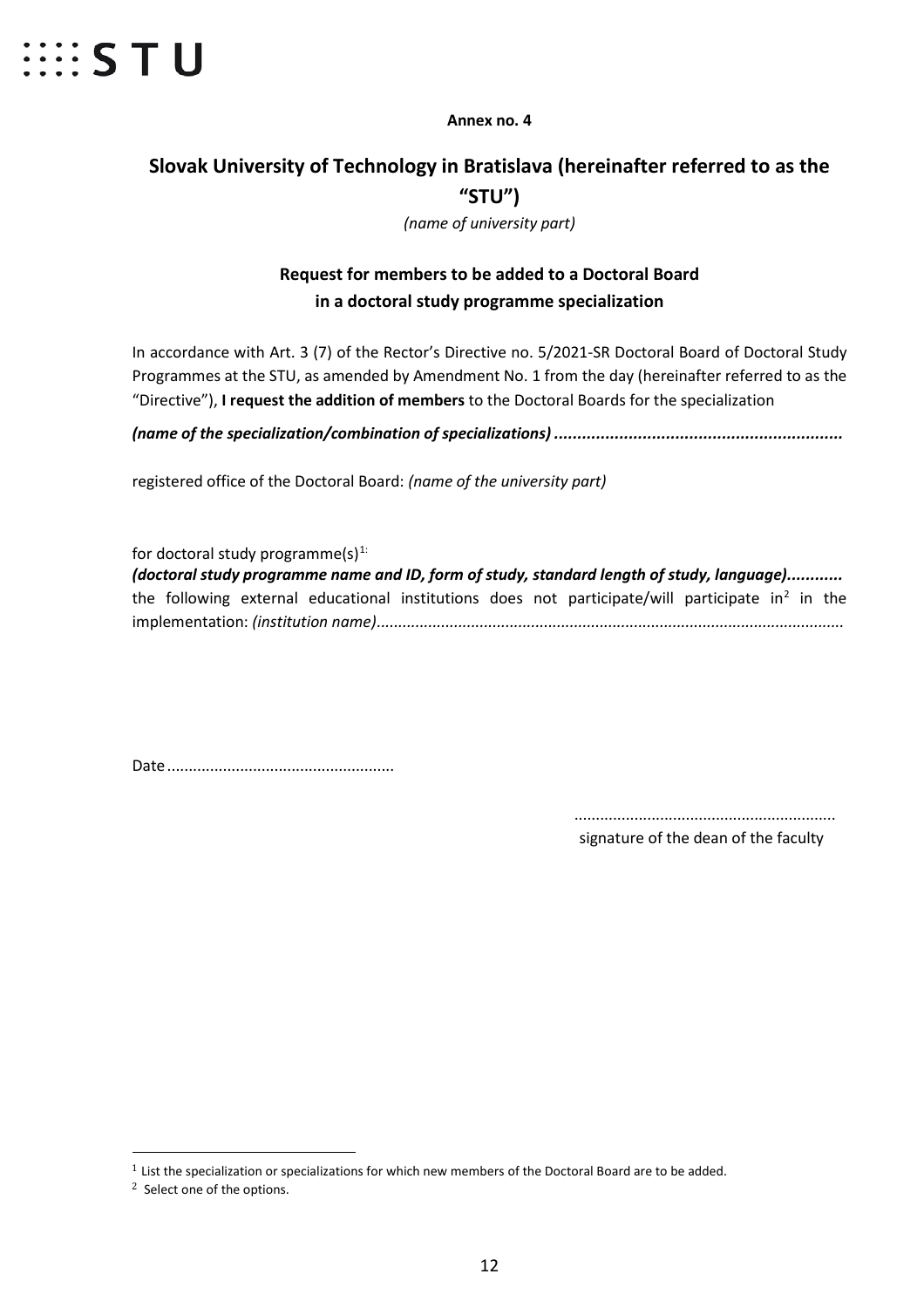**Annex no. 4**

# Slovak University of Technology in Bratislava (hereinafter referred to as the "STU")

*(name of university part)*

## Request for members to be added to a Doctoral Board in a doctoral study programme specialization

In accordance with Art. 3 (7) of the Rector's Directive no. 5/2021-SR Doctoral Board of Doctoral Study Programmes at the STU, as amended by Amendment No. 1 from the day (hereinafter referred to as the "Directive"), **I request the addition of members** to the Doctoral Boards for the specialization

***(name of the specialization/combination of specializations) .............................................................***

registered office of the Doctoral Board: *(name of the university part)*

for doctoral study programme(s)[1]:

***(doctoral study programme name and ID, form of study, standard length of study, language)............***
the following external educational institutions does not participate/will participate in[2] in the implementation: *(institution name)*..........................................................................................................

Date ....................................................

............................................................
signature of the dean of the faculty

---

[1] List the specialization or specializations for which new members of the Doctoral Board are to be added.

[2] Select one of the options.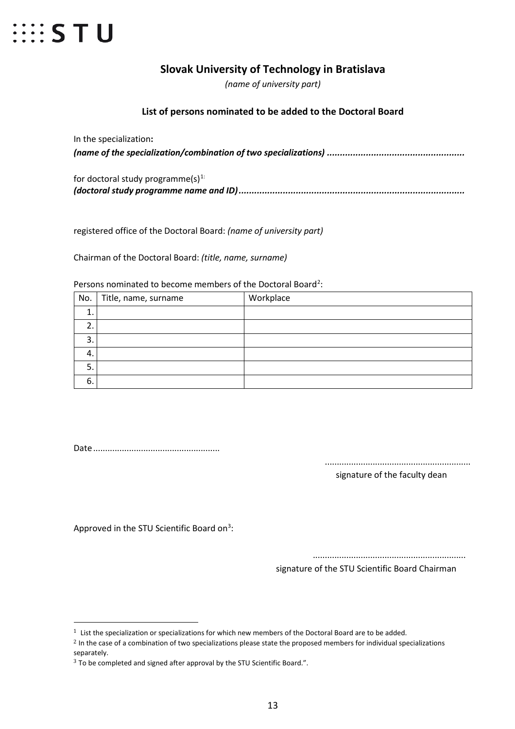# Slovak University of Technology in Bratislava

*(name of university part)*

**List of persons nominated to be added to the Doctoral Board**

In the specialization**:**

***(name of the specialization/combination of two specializations) ....................................................***

for doctoral study programme(s)[1]:

***(doctoral study programme name and ID).....................................................................................***

registered office of the Doctoral Board: *(name of university part)*

Chairman of the Doctoral Board: *(title, name, surname)*

Persons nominated to become members of the Doctoral Board[2]:

| No. | Title, name, surname | Workplace |
|---|---|---|
| 1. | | |
| 2. | | |
| 3. | | |
| 4. | | |
| 5. | | |
| 6. | | |

Date ....................................................

...........................................................
signature of the faculty dean

Approved in the STU Scientific Board on[3]:

..............................................................
signature of the STU Scientific Board Chairman

---

[1] List the specialization or specializations for which new members of the Doctoral Board are to be added.

[2] In the case of a combination of two specializations please state the proposed members for individual specializations separately.

[3] To be completed and signed after approval by the STU Scientific Board.".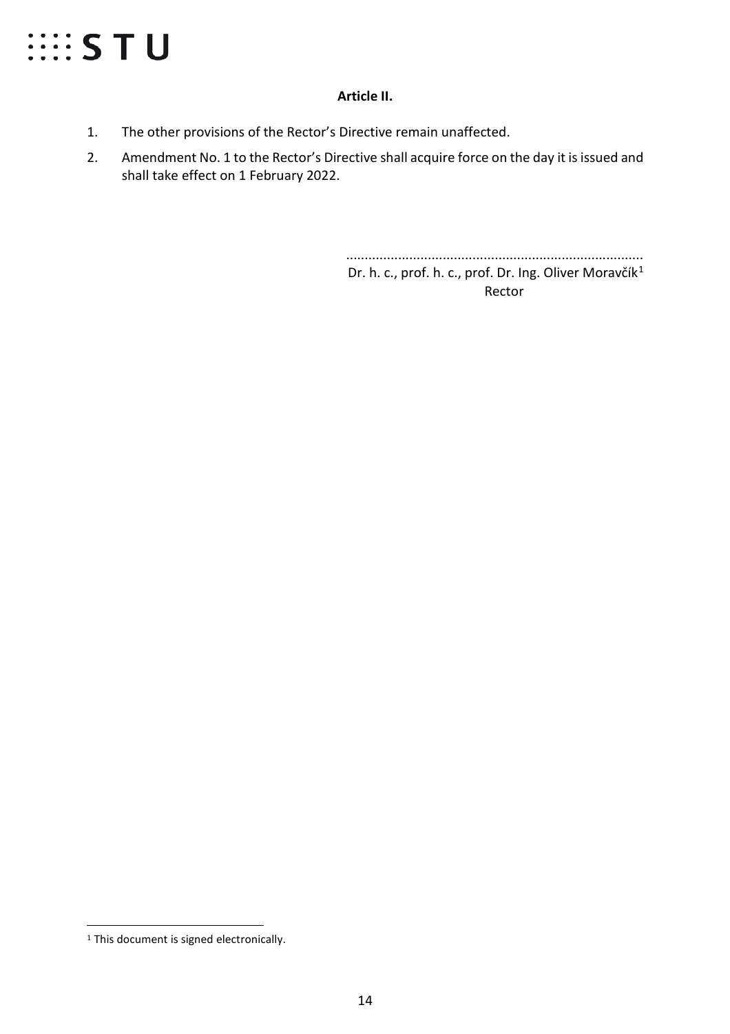**Article II.**

1. The other provisions of the Rector's Directive remain unaffected.
2. Amendment No. 1 to the Rector's Directive shall acquire force on the day it is issued and shall take effect on 1 February 2022.

................................................................................

Dr. h. c., prof. h. c., prof. Dr. Ing. Oliver Moravčík[1]

Rector

[1] This document is signed electronically.